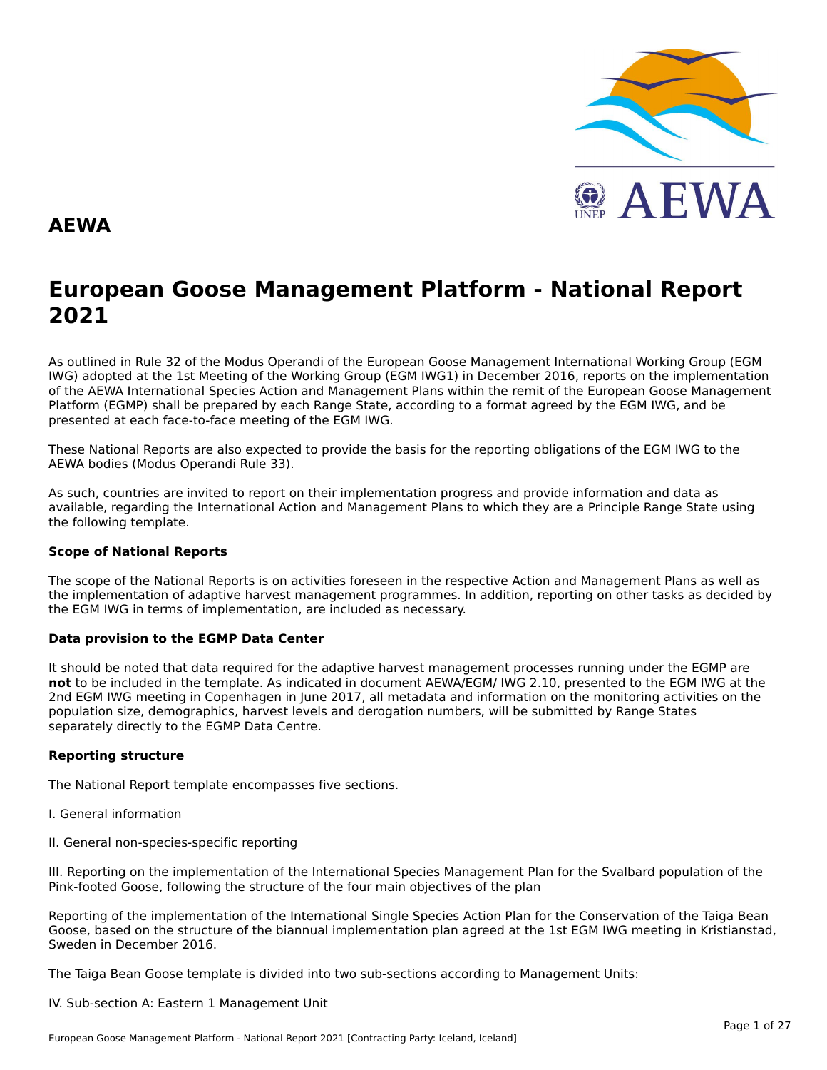# AEWA

# European Goose Management Platform - National Report 2021

As outlined in Rule 32 of the Modus Operandi of the European Goose Management International Working Group (EGM IWG) adopted at the 1st Meeting of the Working Group (EGM IWG1) in December 2016, reports on the implementation of the AEWA International Species Action and Management Plans within the remit of the European Goose Management Platform (EGMP) shall be prepared by each Range State, according to a format agreed by the EGM IWG, and be presented at each face-to-face meeting of the EGM IWG.

These National Reports are also expected to provide the basis for the reporting obligations of the EGM IWG to the AEWA bodies (Modus Operandi Rule 33).

As such, countries are invited to report on their implementation progress and provide information and data as available, regarding the International Action and Management Plans to which they are a Principle Range State using the following template.

**Scope of National Reports**

The scope of the National Reports is on activities foreseen in the respective Action and Management Plans as well as the implementation of adaptive harvest management programmes. In addition, reporting on other tasks as decided by the EGM IWG in terms of implementation, are included as necessary.

**Data provision to the EGMP Data Center**

It should be noted that data required for the adaptive harvest management processes running under the EGMP are **not** to be included in the template. As indicated in document AEWA/EGM/ IWG 2.10, presented to the EGM IWG at the 2nd EGM IWG meeting in Copenhagen in June 2017, all metadata and information on the monitoring activities on the population size, demographics, harvest levels and derogation numbers, will be submitted by Range States separately directly to the EGMP Data Centre.

**Reporting structure**

The National Report template encompasses five sections.

I. General information

II. General non-species-specific reporting

III. Reporting on the implementation of the International Species Management Plan for the Svalbard population of the Pink-footed Goose, following the structure of the four main objectives of the plan

Reporting of the implementation of the International Single Species Action Plan for the Conservation of the Taiga Bean Goose, based on the structure of the biannual implementation plan agreed at the 1st EGM IWG meeting in Kristianstad, Sweden in December 2016.

The Taiga Bean Goose template is divided into two sub-sections according to Management Units:

IV. Sub-section A: Eastern 1 Management Unit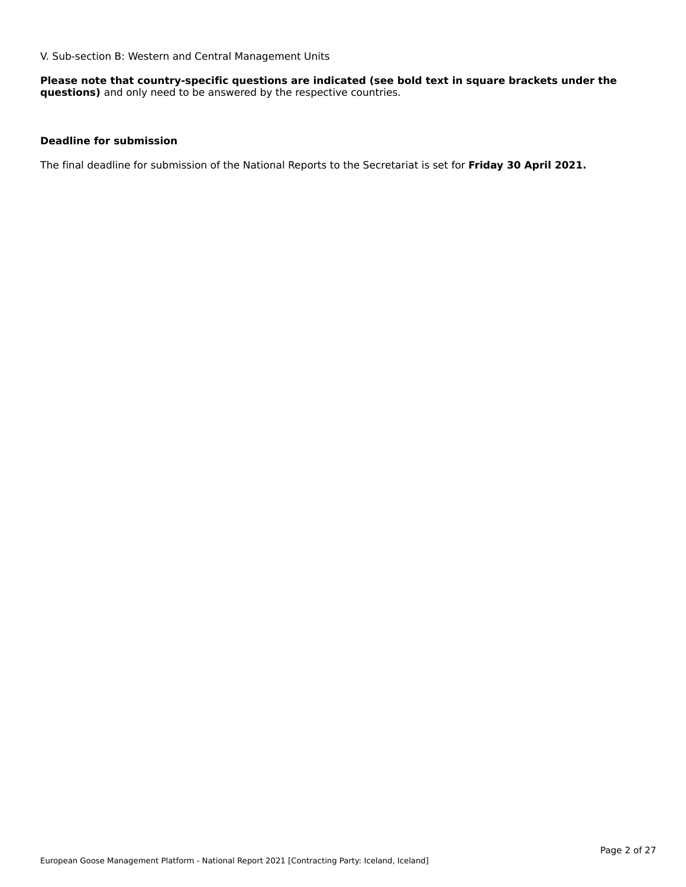V. Sub-section B: Western and Central Management Units

**Please note that country-specific questions are indicated (see bold text in square brackets under the questions)** and only need to be answered by the respective countries.

**Deadline for submission**

The final deadline for submission of the National Reports to the Secretariat is set for **Friday 30 April 2021.**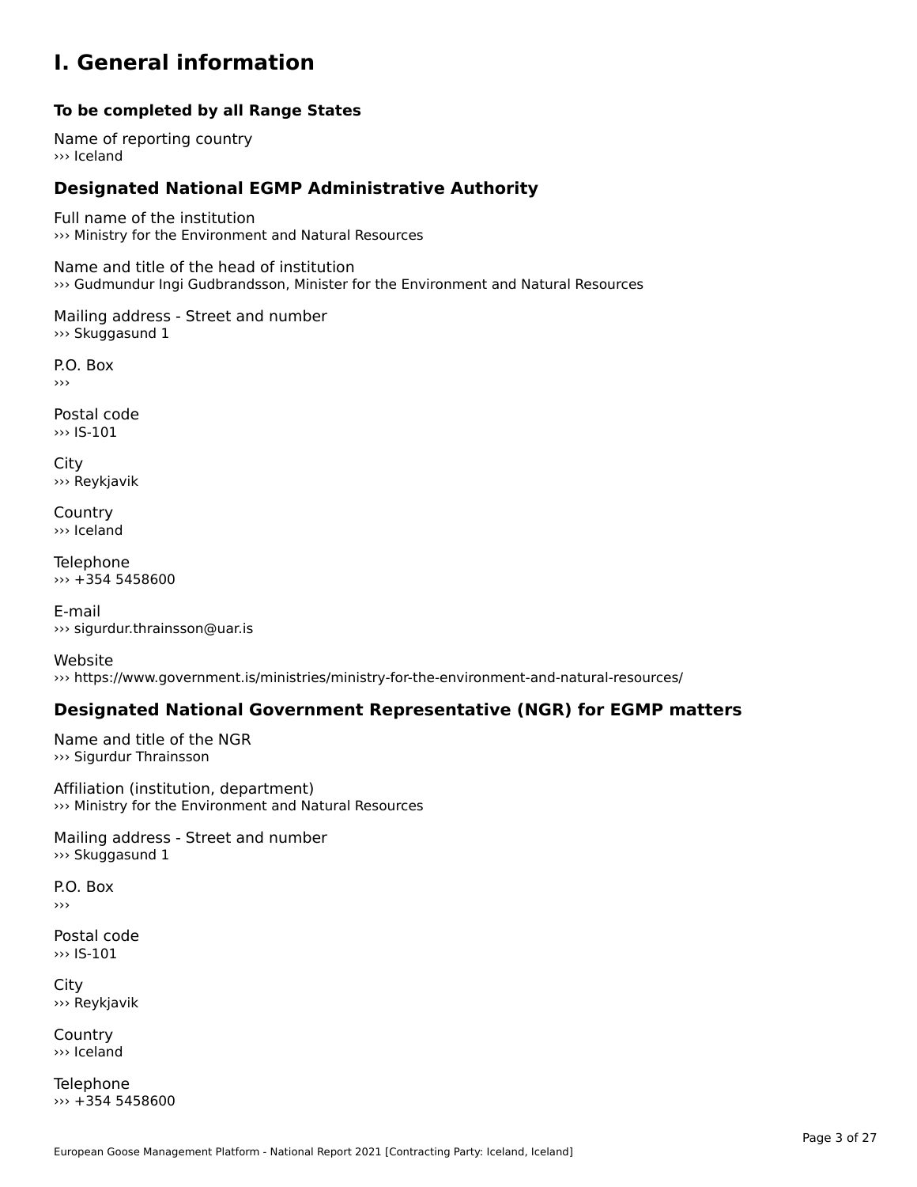# I. General information

### To be completed by all Range States

Name of reporting country
››› Iceland

## Designated National EGMP Administrative Authority

Full name of the institution
››› Ministry for the Environment and Natural Resources

Name and title of the head of institution
››› Gudmundur Ingi Gudbrandsson, Minister for the Environment and Natural Resources

Mailing address - Street and number
››› Skuggasund 1

P.O. Box
›››

Postal code
››› IS-101

City
››› Reykjavik

Country
››› Iceland

Telephone
››› +354 5458600

E-mail
››› sigurdur.thrainsson@uar.is

Website
››› https://www.government.is/ministries/ministry-for-the-environment-and-natural-resources/

## Designated National Government Representative (NGR) for EGMP matters

Name and title of the NGR
››› Sigurdur Thrainsson

Affiliation (institution, department)
››› Ministry for the Environment and Natural Resources

Mailing address - Street and number
››› Skuggasund 1

P.O. Box
›››

Postal code
››› IS-101

City
››› Reykjavik

Country
››› Iceland

Telephone
››› +354 5458600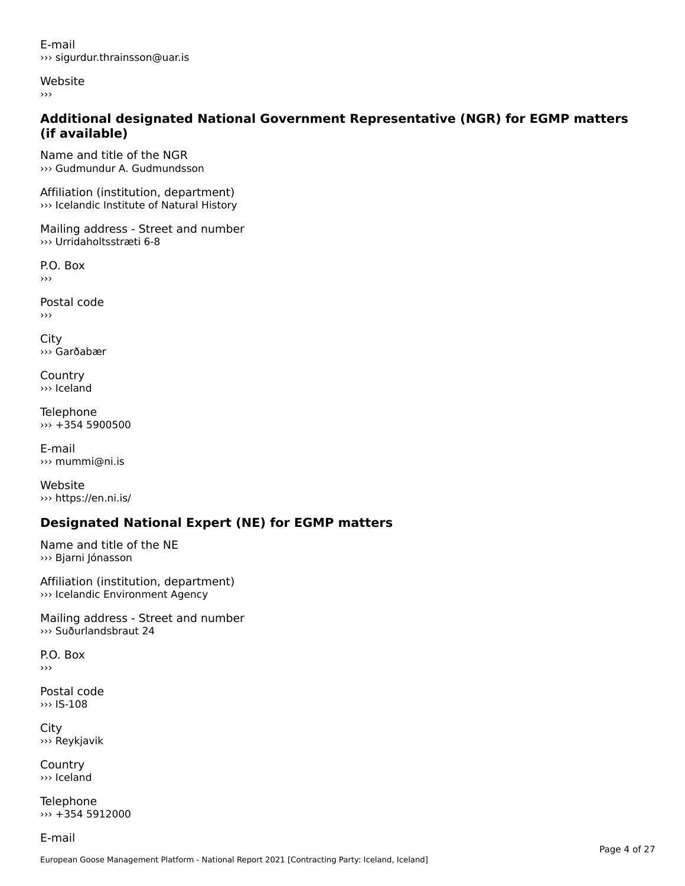E-mail
››› sigurdur.thrainsson@uar.is

Website
›››

### Additional designated National Government Representative (NGR) for EGMP matters (if available)

Name and title of the NGR
››› Gudmundur A. Gudmundsson

Affiliation (institution, department)
››› Icelandic Institute of Natural History

Mailing address - Street and number
››› Urridaholtsstræti 6-8

P.O. Box
›››

Postal code
›››

City
››› Garðabær

Country
››› Iceland

Telephone
››› +354 5900500

E-mail
››› mummi@ni.is

Website
››› https://en.ni.is/

### Designated National Expert (NE) for EGMP matters

Name and title of the NE
››› Bjarni Jónasson

Affiliation (institution, department)
››› Icelandic Environment Agency

Mailing address - Street and number
››› Suðurlandsbraut 24

P.O. Box
›››

Postal code
››› IS-108

City
››› Reykjavik

Country
››› Iceland

Telephone
››› +354 5912000

E-mail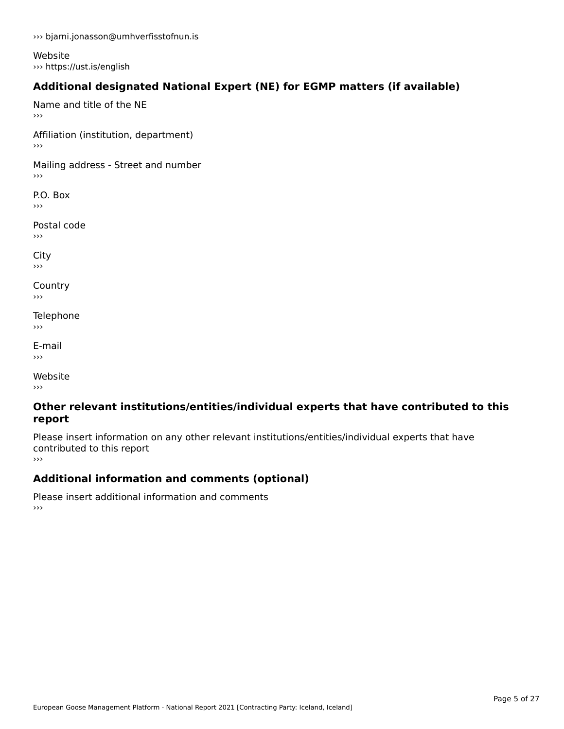››› bjarni.jonasson@umhverfisstofnun.is

Website
››› https://ust.is/english

### Additional designated National Expert (NE) for EGMP matters (if available)

Name and title of the NE
›››

Affiliation (institution, department)
›››

Mailing address - Street and number
›››

P.O. Box
›››

Postal code
›››

City
›››

Country
›››

Telephone
›››

E-mail
›››

Website
›››

### Other relevant institutions/entities/individual experts that have contributed to this report

Please insert information on any other relevant institutions/entities/individual experts that have contributed to this report
›››

### Additional information and comments (optional)

Please insert additional information and comments
›››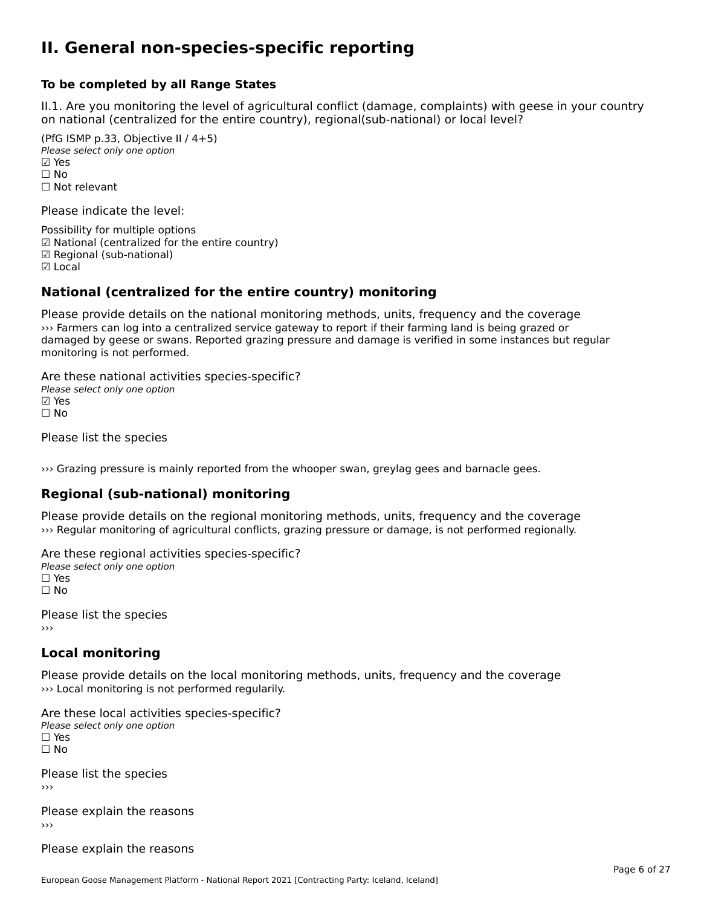# II. General non-species-specific reporting

**To be completed by all Range States**

II.1. Are you monitoring the level of agricultural conflict (damage, complaints) with geese in your country on national (centralized for the entire country), regional(sub-national) or local level?

(PfG ISMP p.33, Objective II / 4+5)
*Please select only one option*
☑ Yes
☐ No
☐ Not relevant

Please indicate the level:

Possibility for multiple options
☑ National (centralized for the entire country)
☑ Regional (sub-national)
☑ Local

## National (centralized for the entire country) monitoring

Please provide details on the national monitoring methods, units, frequency and the coverage
››› Farmers can log into a centralized service gateway to report if their farming land is being grazed or damaged by geese or swans. Reported grazing pressure and damage is verified in some instances but regular monitoring is not performed.

Are these national activities species-specific?
*Please select only one option*
☑ Yes
☐ No

Please list the species

››› Grazing pressure is mainly reported from the whooper swan, greylag gees and barnacle gees.

## Regional (sub-national) monitoring

Please provide details on the regional monitoring methods, units, frequency and the coverage
››› Regular monitoring of agricultural conflicts, grazing pressure or damage, is not performed regionally.

Are these regional activities species-specific?
*Please select only one option*
☐ Yes
☐ No

Please list the species
›››

## Local monitoring

Please provide details on the local monitoring methods, units, frequency and the coverage
››› Local monitoring is not performed regularily.

Are these local activities species-specific?
*Please select only one option*
☐ Yes
☐ No

Please list the species
›››

Please explain the reasons
›››

Please explain the reasons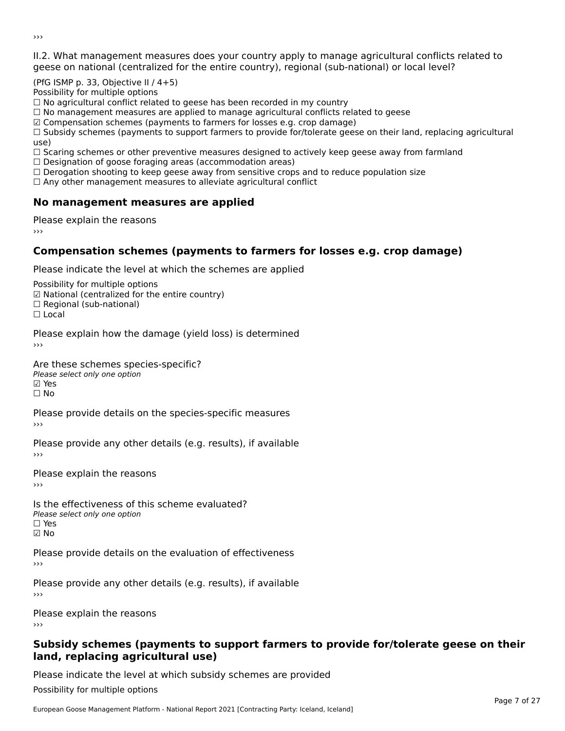›››

II.2. What management measures does your country apply to manage agricultural conflicts related to geese on national (centralized for the entire country), regional (sub-national) or local level?

(PfG ISMP p. 33, Objective II / 4+5)
Possibility for multiple options
☐ No agricultural conflict related to geese has been recorded in my country
☐ No management measures are applied to manage agricultural conflicts related to geese
☑ Compensation schemes (payments to farmers for losses e.g. crop damage)
☐ Subsidy schemes (payments to support farmers to provide for/tolerate geese on their land, replacing agricultural use)
☐ Scaring schemes or other preventive measures designed to actively keep geese away from farmland
☐ Designation of goose foraging areas (accommodation areas)
☐ Derogation shooting to keep geese away from sensitive crops and to reduce population size
☐ Any other management measures to alleviate agricultural conflict

## No management measures are applied

Please explain the reasons
›››

## Compensation schemes (payments to farmers for losses e.g. crop damage)

Please indicate the level at which the schemes are applied

Possibility for multiple options
☑ National (centralized for the entire country)
☐ Regional (sub-national)
☐ Local

Please explain how the damage (yield loss) is determined
›››

Are these schemes species-specific?
*Please select only one option*
☑ Yes
☐ No

Please provide details on the species-specific measures
›››

Please provide any other details (e.g. results), if available
›››

Please explain the reasons
›››

Is the effectiveness of this scheme evaluated?
*Please select only one option*
☐ Yes
☑ No

Please provide details on the evaluation of effectiveness
›››

Please provide any other details (e.g. results), if available
›››

Please explain the reasons
›››

## Subsidy schemes (payments to support farmers to provide for/tolerate geese on their land, replacing agricultural use)

Please indicate the level at which subsidy schemes are provided

Possibility for multiple options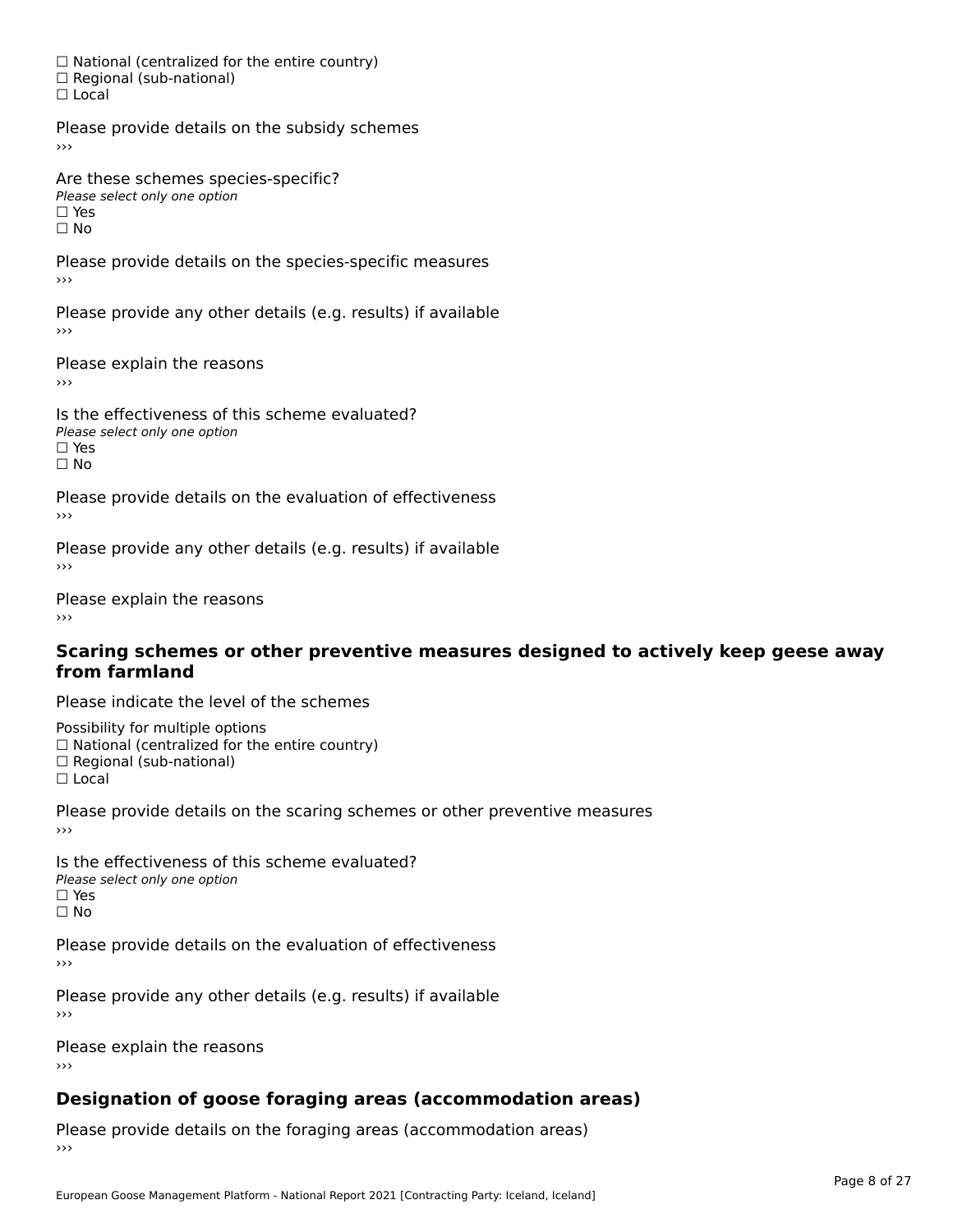☐ National (centralized for the entire country)
☐ Regional (sub-national)
☐ Local

Please provide details on the subsidy schemes
›››

Are these schemes species-specific?
*Please select only one option*
☐ Yes
☐ No

Please provide details on the species-specific measures
›››

Please provide any other details (e.g. results) if available
›››

Please explain the reasons
›››

Is the effectiveness of this scheme evaluated?
*Please select only one option*
☐ Yes
☐ No

Please provide details on the evaluation of effectiveness
›››

Please provide any other details (e.g. results) if available
›››

Please explain the reasons
›››

## Scaring schemes or other preventive measures designed to actively keep geese away from farmland

Please indicate the level of the schemes

Possibility for multiple options
☐ National (centralized for the entire country)
☐ Regional (sub-national)
☐ Local

Please provide details on the scaring schemes or other preventive measures
›››

Is the effectiveness of this scheme evaluated?
*Please select only one option*
☐ Yes
☐ No

Please provide details on the evaluation of effectiveness
›››

Please provide any other details (e.g. results) if available
›››

Please explain the reasons
›››

## Designation of goose foraging areas (accommodation areas)

Please provide details on the foraging areas (accommodation areas)
›››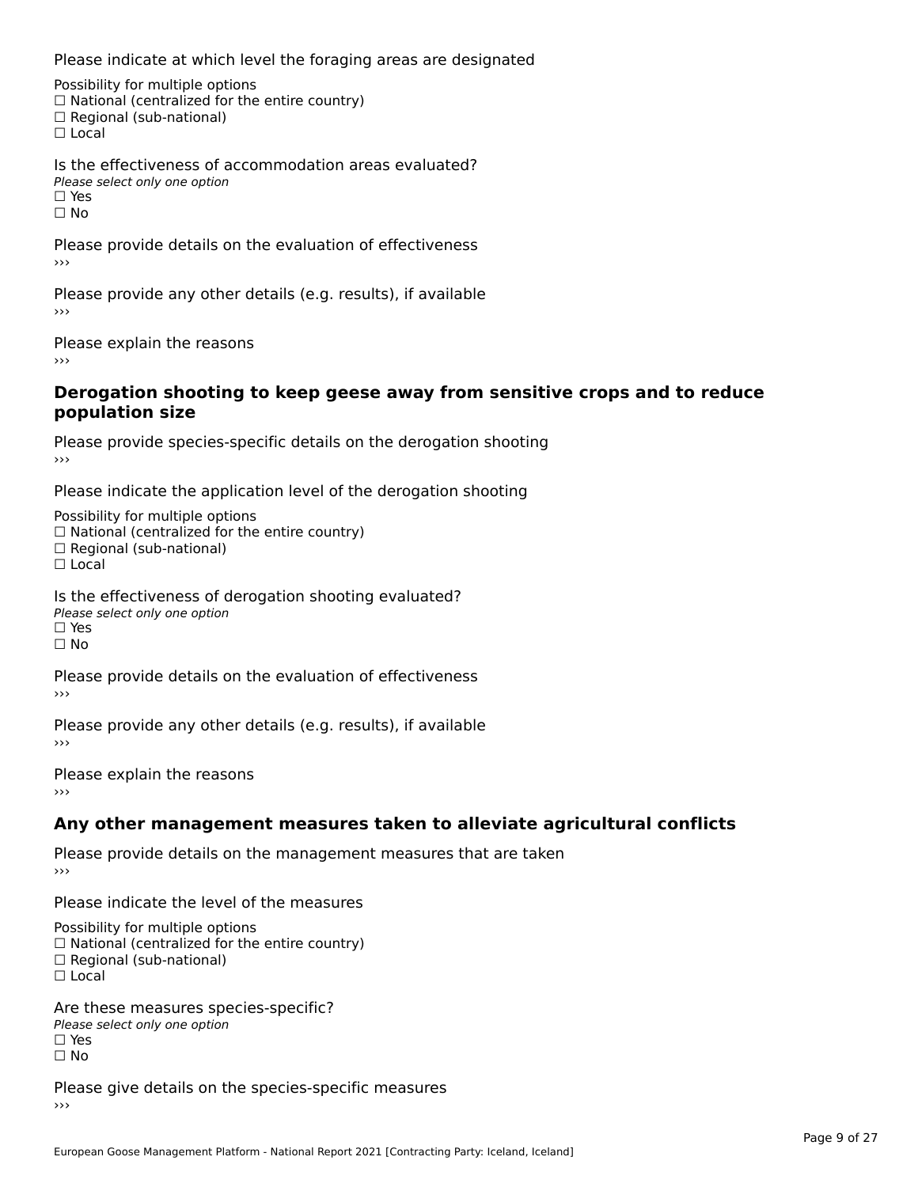Please indicate at which level the foraging areas are designated

Possibility for multiple options
☐ National (centralized for the entire country)
☐ Regional (sub-national)
☐ Local

Is the effectiveness of accommodation areas evaluated?
*Please select only one option*
☐ Yes
☐ No

Please provide details on the evaluation of effectiveness
›››

Please provide any other details (e.g. results), if available
›››

Please explain the reasons
›››

## Derogation shooting to keep geese away from sensitive crops and to reduce population size

Please provide species-specific details on the derogation shooting
›››

Please indicate the application level of the derogation shooting

Possibility for multiple options
☐ National (centralized for the entire country)
☐ Regional (sub-national)
☐ Local

Is the effectiveness of derogation shooting evaluated?
*Please select only one option*
☐ Yes
☐ No

Please provide details on the evaluation of effectiveness
›››

Please provide any other details (e.g. results), if available
›››

Please explain the reasons
›››

## Any other management measures taken to alleviate agricultural conflicts

Please provide details on the management measures that are taken
›››

Please indicate the level of the measures

Possibility for multiple options
☐ National (centralized for the entire country)
☐ Regional (sub-national)
☐ Local

Are these measures species-specific?
*Please select only one option*
☐ Yes
☐ No

Please give details on the species-specific measures
›››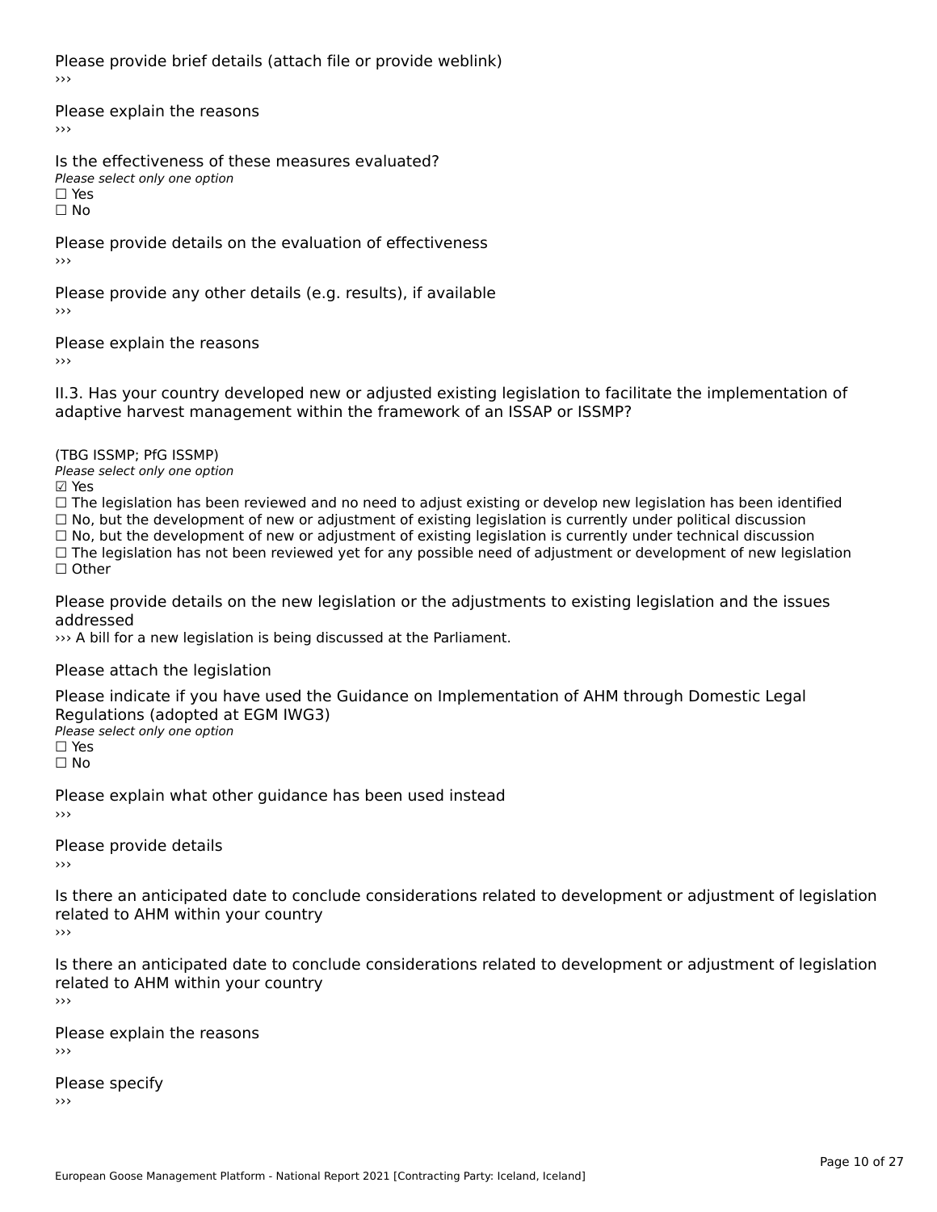Please provide brief details (attach file or provide weblink)
›››

Please explain the reasons
›››

Is the effectiveness of these measures evaluated?
*Please select only one option*
☐ Yes
☐ No

Please provide details on the evaluation of effectiveness
›››

Please provide any other details (e.g. results), if available
›››

Please explain the reasons
›››

II.3. Has your country developed new or adjusted existing legislation to facilitate the implementation of adaptive harvest management within the framework of an ISSAP or ISSMP?

(TBG ISSMP; PfG ISSMP)
*Please select only one option*
☑ Yes
☐ The legislation has been reviewed and no need to adjust existing or develop new legislation has been identified
☐ No, but the development of new or adjustment of existing legislation is currently under political discussion
☐ No, but the development of new or adjustment of existing legislation is currently under technical discussion
☐ The legislation has not been reviewed yet for any possible need of adjustment or development of new legislation
☐ Other

Please provide details on the new legislation or the adjustments to existing legislation and the issues addressed
››› A bill for a new legislation is being discussed at the Parliament.

Please attach the legislation

Please indicate if you have used the Guidance on Implementation of AHM through Domestic Legal Regulations (adopted at EGM IWG3)
*Please select only one option*
☐ Yes
☐ No

Please explain what other guidance has been used instead
›››

Please provide details
›››

Is there an anticipated date to conclude considerations related to development or adjustment of legislation related to AHM within your country
›››

Is there an anticipated date to conclude considerations related to development or adjustment of legislation related to AHM within your country
›››

Please explain the reasons
›››

Please specify
›››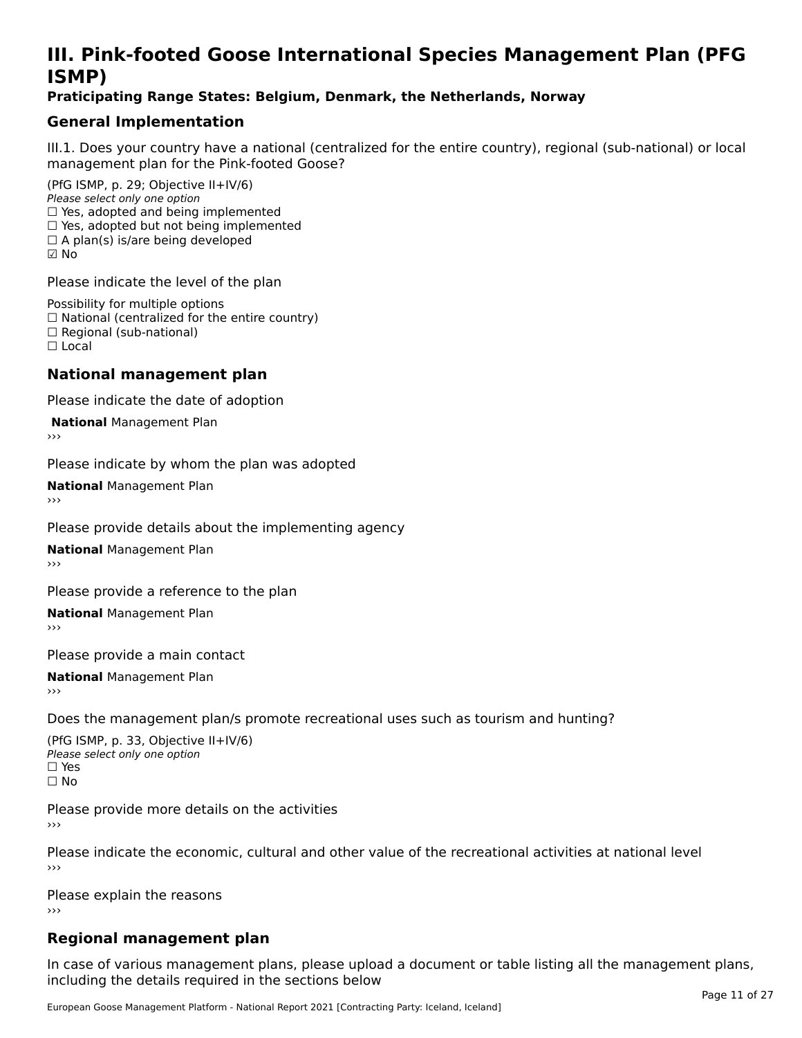# III. Pink-footed Goose International Species Management Plan (PFG ISMP)

**Praticipating Range States: Belgium, Denmark, the Netherlands, Norway**

## General Implementation

III.1. Does your country have a national (centralized for the entire country), regional (sub-national) or local management plan for the Pink-footed Goose?

(PfG ISMP, p. 29; Objective II+IV/6)
*Please select only one option*
☐ Yes, adopted and being implemented
☐ Yes, adopted but not being implemented
☐ A plan(s) is/are being developed
☑ No

Please indicate the level of the plan

Possibility for multiple options
☐ National (centralized for the entire country)
☐ Regional (sub-national)
☐ Local

## National management plan

Please indicate the date of adoption

**National** Management Plan
›››

Please indicate by whom the plan was adopted

**National** Management Plan
›››

Please provide details about the implementing agency

**National** Management Plan
›››

Please provide a reference to the plan

**National** Management Plan
›››

Please provide a main contact

**National** Management Plan
›››

Does the management plan/s promote recreational uses such as tourism and hunting?

(PfG ISMP, p. 33, Objective II+IV/6)
*Please select only one option*
☐ Yes
☐ No

Please provide more details on the activities
›››

Please indicate the economic, cultural and other value of the recreational activities at national level
›››

Please explain the reasons
›››

## Regional management plan

In case of various management plans, please upload a document or table listing all the management plans, including the details required in the sections below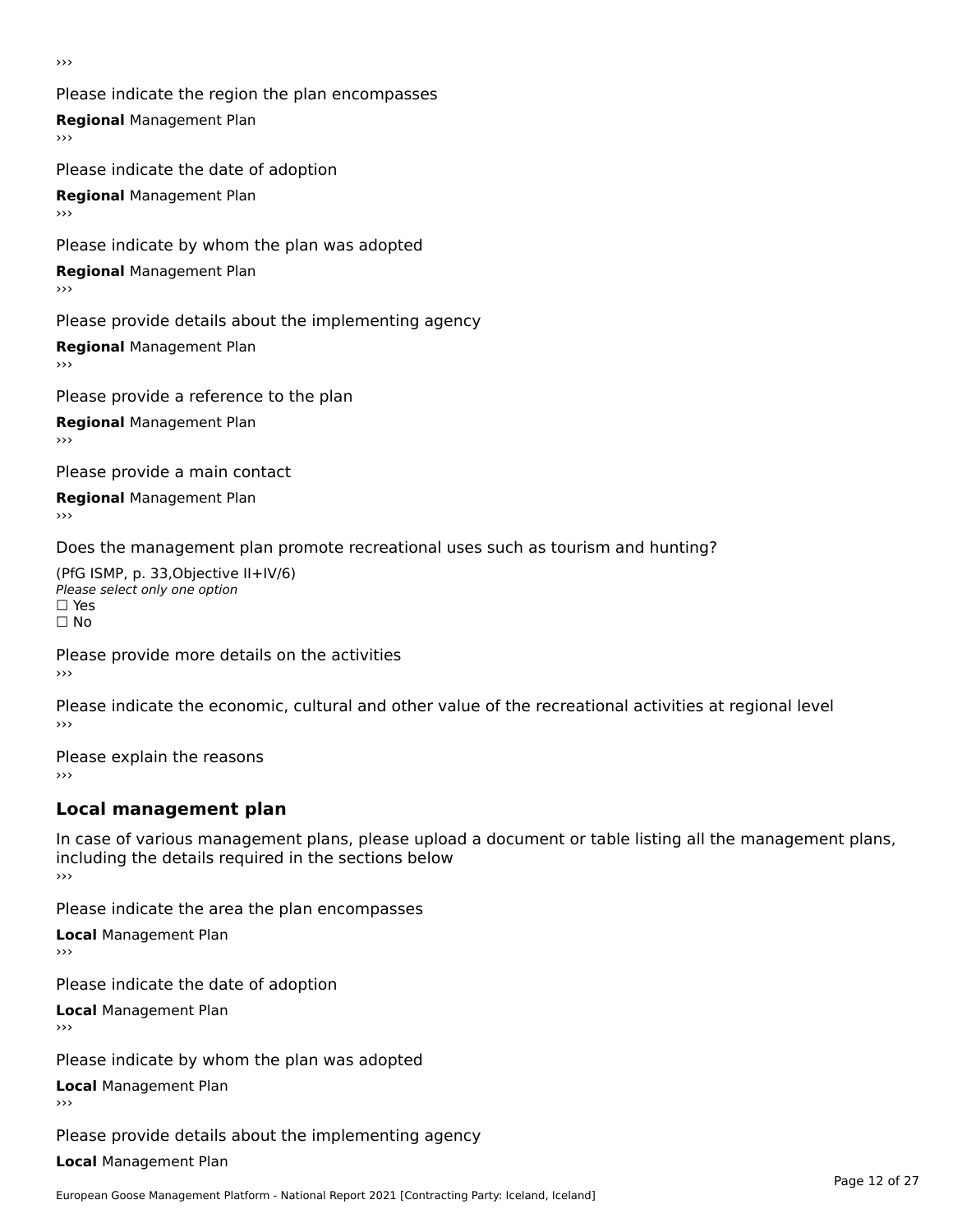›››

Please indicate the region the plan encompasses

**Regional** Management Plan

›››

Please indicate the date of adoption

**Regional** Management Plan

›››

Please indicate by whom the plan was adopted

**Regional** Management Plan

›››

Please provide details about the implementing agency

**Regional** Management Plan

›››

Please provide a reference to the plan

**Regional** Management Plan

›››

Please provide a main contact

**Regional** Management Plan

›››

Does the management plan promote recreational uses such as tourism and hunting?

(PfG ISMP, p. 33,Objective II+IV/6)
*Please select only one option*
☐ Yes
☐ No

Please provide more details on the activities

›››

Please indicate the economic, cultural and other value of the recreational activities at regional level

›››

Please explain the reasons

›››

## Local management plan

In case of various management plans, please upload a document or table listing all the management plans, including the details required in the sections below

›››

Please indicate the area the plan encompasses

**Local** Management Plan

›››

Please indicate the date of adoption

**Local** Management Plan

›››

Please indicate by whom the plan was adopted

**Local** Management Plan

›››

Please provide details about the implementing agency

**Local** Management Plan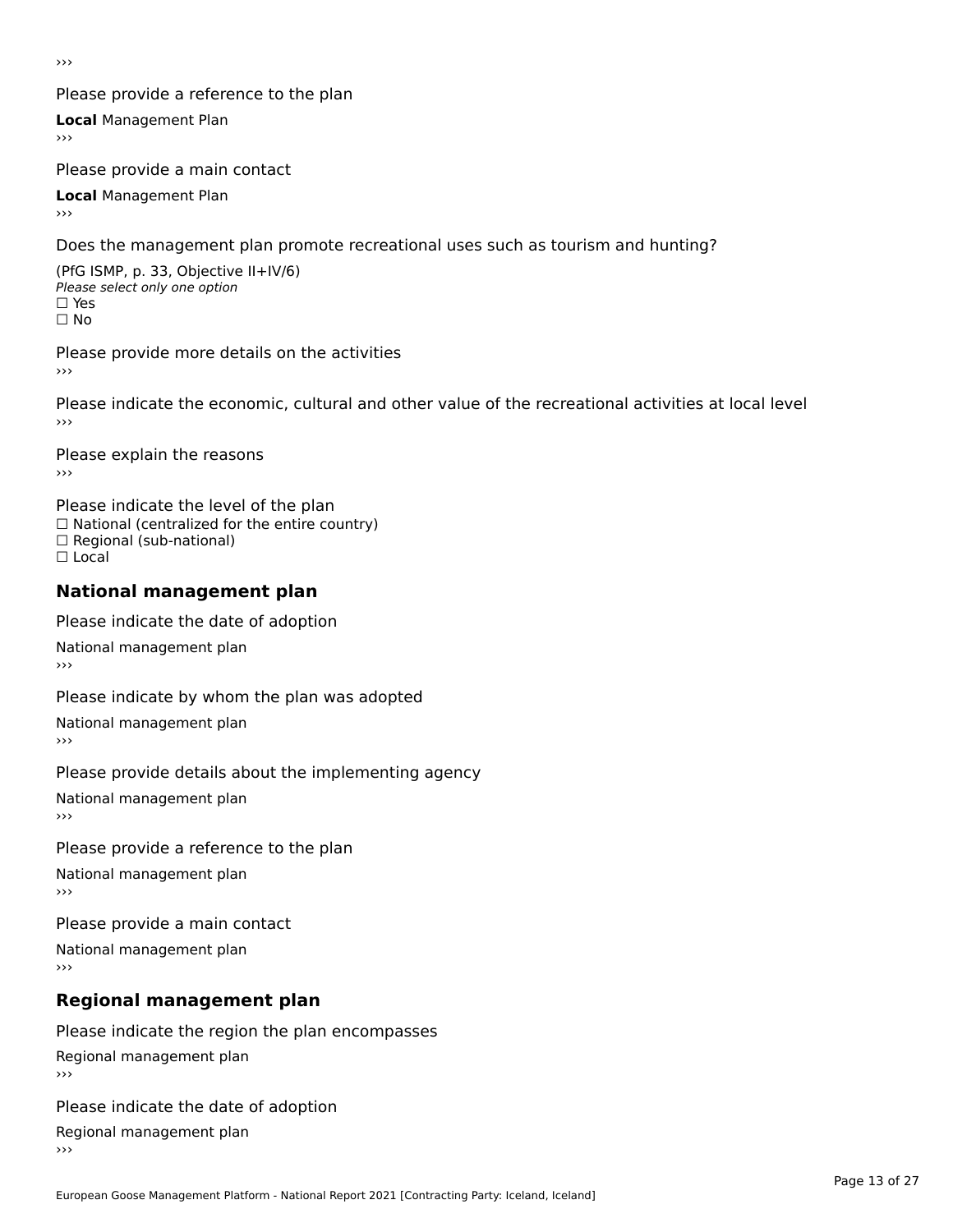›››

Please provide a reference to the plan

**Local** Management Plan

›››

Please provide a main contact

**Local** Management Plan

›››

Does the management plan promote recreational uses such as tourism and hunting?

(PfG ISMP, p. 33, Objective II+IV/6)

*Please select only one option*

☐ Yes

☐ No

Please provide more details on the activities

›››

Please indicate the economic, cultural and other value of the recreational activities at local level

›››

Please explain the reasons

›››

Please indicate the level of the plan

☐ National (centralized for the entire country)

☐ Regional (sub-national)

☐ Local

## National management plan

Please indicate the date of adoption

National management plan

›››

Please indicate by whom the plan was adopted

National management plan

›››

Please provide details about the implementing agency

National management plan

›››

Please provide a reference to the plan

National management plan

›››

Please provide a main contact

National management plan

›››

## Regional management plan

Please indicate the region the plan encompasses

Regional management plan

›››

Please indicate the date of adoption

Regional management plan

›››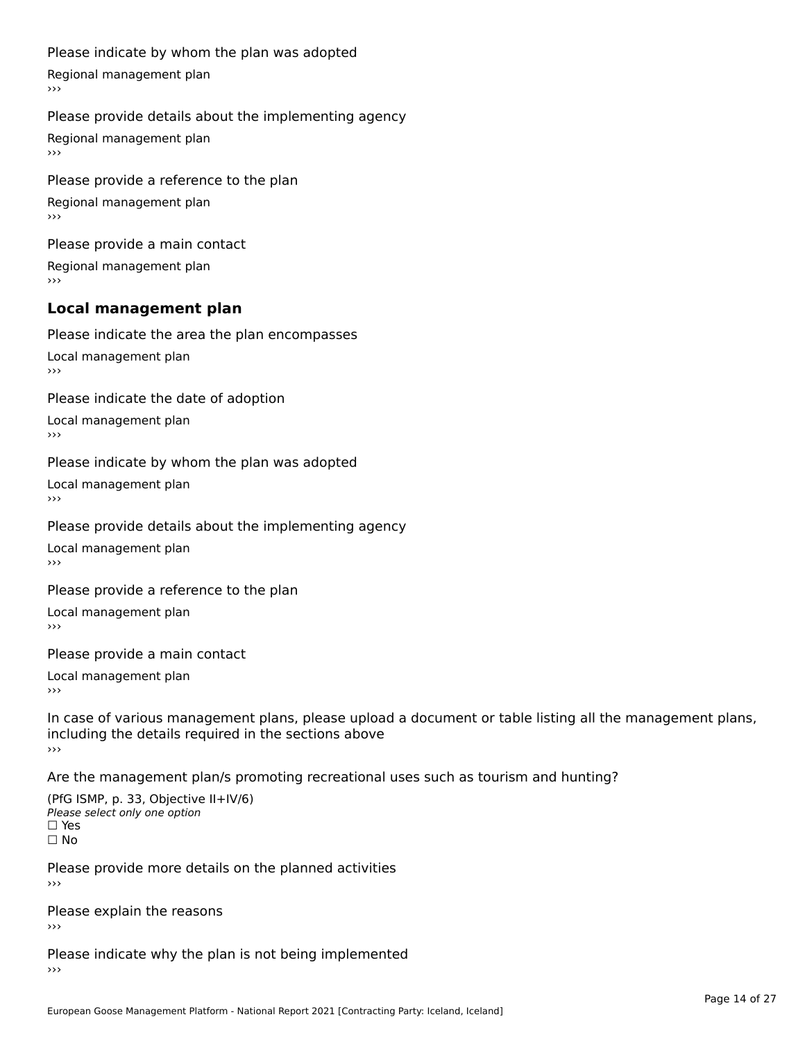Please indicate by whom the plan was adopted

Regional management plan

›››

Please provide details about the implementing agency

Regional management plan

›››

Please provide a reference to the plan

Regional management plan

›››

Please provide a main contact

Regional management plan

›››

## Local management plan

Please indicate the area the plan encompasses

Local management plan

›››

Please indicate the date of adoption

Local management plan

›››

Please indicate by whom the plan was adopted

Local management plan

›››

Please provide details about the implementing agency

Local management plan

›››

Please provide a reference to the plan

Local management plan

›››

Please provide a main contact

Local management plan

›››

In case of various management plans, please upload a document or table listing all the management plans, including the details required in the sections above

›››

Are the management plan/s promoting recreational uses such as tourism and hunting?

(PfG ISMP, p. 33, Objective II+IV/6)

*Please select only one option*

☐ Yes

☐ No

Please provide more details on the planned activities

›››

Please explain the reasons

›››

Please indicate why the plan is not being implemented

›››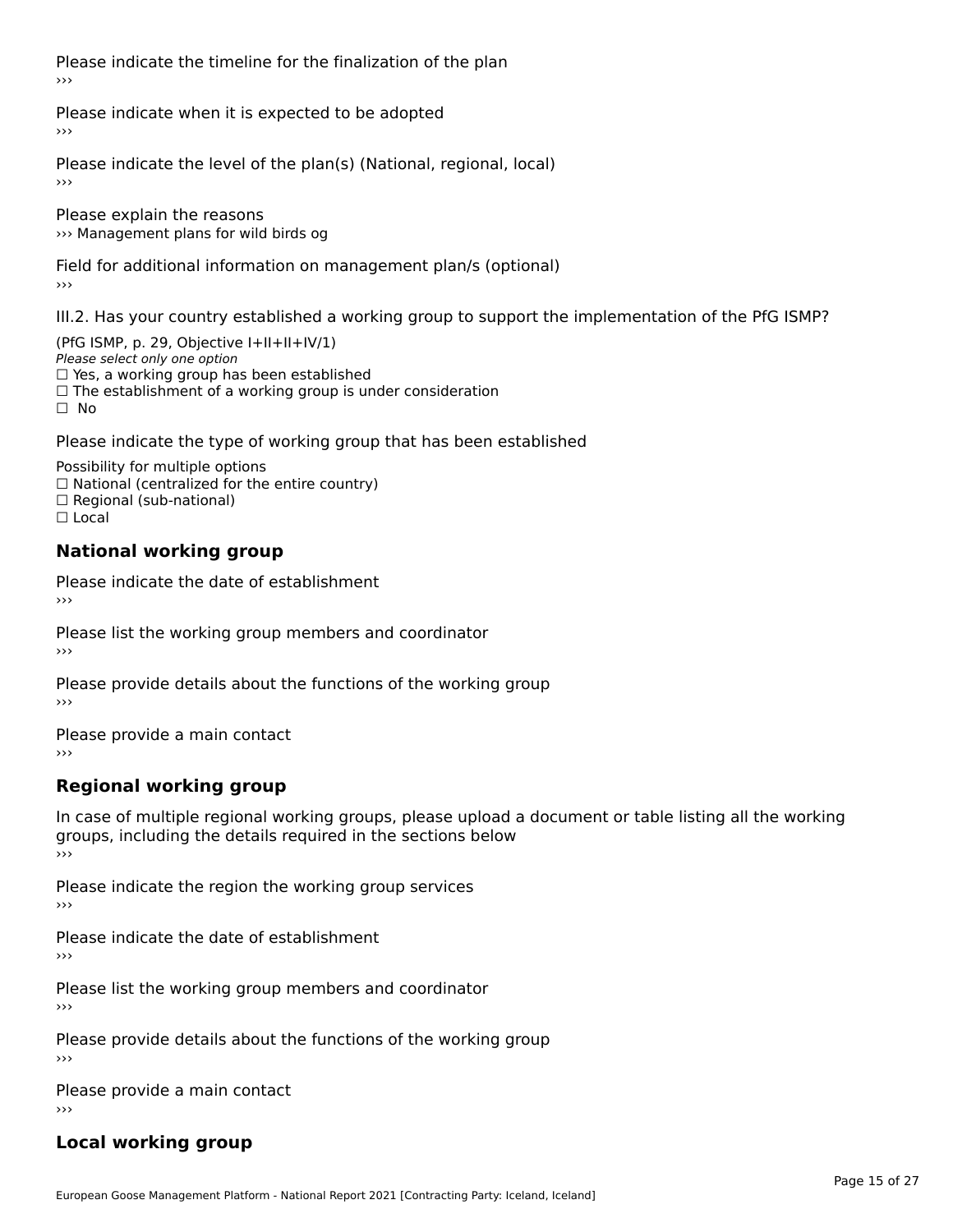Please indicate the timeline for the finalization of the plan
›››

Please indicate when it is expected to be adopted
›››

Please indicate the level of the plan(s) (National, regional, local)
›››

Please explain the reasons
››› Management plans for wild birds og

Field for additional information on management plan/s (optional)
›››

III.2. Has your country established a working group to support the implementation of the PfG ISMP?

(PfG ISMP, p. 29, Objective I+II+II+IV/1)
*Please select only one option*
☐ Yes, a working group has been established
☐ The establishment of a working group is under consideration
☐ No

Please indicate the type of working group that has been established

Possibility for multiple options
☐ National (centralized for the entire country)
☐ Regional (sub-national)
☐ Local

## National working group

Please indicate the date of establishment
›››

Please list the working group members and coordinator
›››

Please provide details about the functions of the working group
›››

Please provide a main contact
›››

## Regional working group

In case of multiple regional working groups, please upload a document or table listing all the working groups, including the details required in the sections below
›››

Please indicate the region the working group services
›››

Please indicate the date of establishment
›››

Please list the working group members and coordinator
›››

Please provide details about the functions of the working group
›››

Please provide a main contact
›››

## Local working group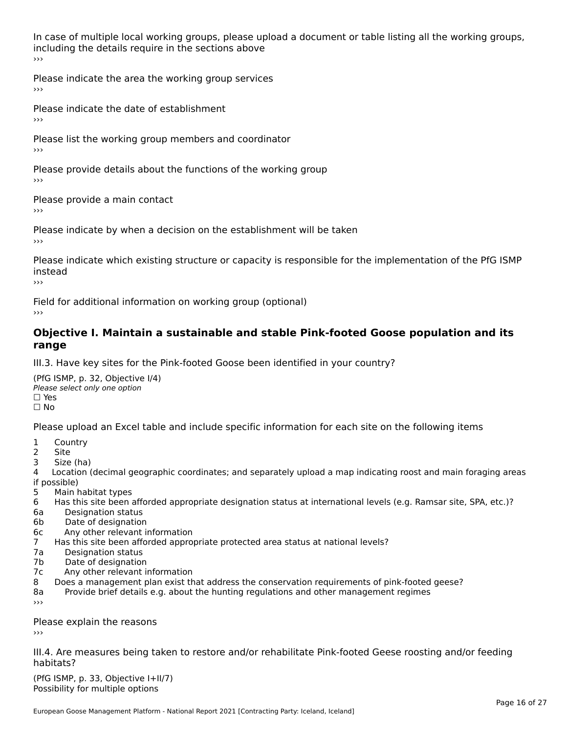In case of multiple local working groups, please upload a document or table listing all the working groups, including the details require in the sections above

›››

Please indicate the area the working group services

›››

Please indicate the date of establishment

›››

Please list the working group members and coordinator

›››

Please provide details about the functions of the working group

›››

Please provide a main contact

›››

Please indicate by when a decision on the establishment will be taken

›››

Please indicate which existing structure or capacity is responsible for the implementation of the PfG ISMP instead

›››

Field for additional information on working group (optional)

›››

### Objective I. Maintain a sustainable and stable Pink-footed Goose population and its range

III.3. Have key sites for the Pink-footed Goose been identified in your country?

(PfG ISMP, p. 32, Objective I/4)
*Please select only one option*
☐ Yes
☐ No

Please upload an Excel table and include specific information for each site on the following items

1 Country
2 Site
3 Size (ha)
4 Location (decimal geographic coordinates; and separately upload a map indicating roost and main foraging areas if possible)
5 Main habitat types
6 Has this site been afforded appropriate designation status at international levels (e.g. Ramsar site, SPA, etc.)?
6a Designation status
6b Date of designation
6c Any other relevant information
7 Has this site been afforded appropriate protected area status at national levels?
7a Designation status
7b Date of designation
7c Any other relevant information
8 Does a management plan exist that address the conservation requirements of pink-footed geese?
8a Provide brief details e.g. about the hunting regulations and other management regimes

›››

Please explain the reasons

›››

III.4. Are measures being taken to restore and/or rehabilitate Pink-footed Geese roosting and/or feeding habitats?

(PfG ISMP, p. 33, Objective I+II/7)
Possibility for multiple options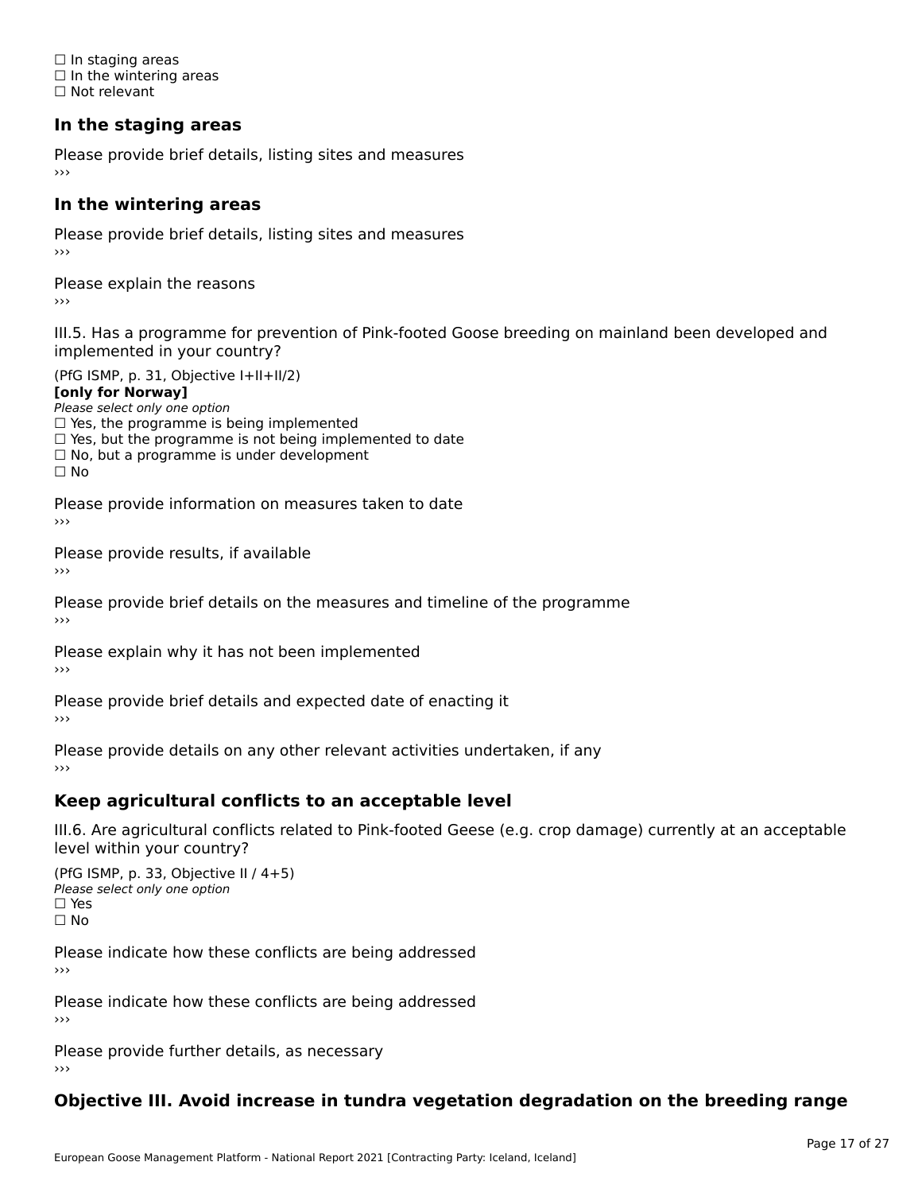☐ In staging areas
☐ In the wintering areas
☐ Not relevant

### In the staging areas

Please provide brief details, listing sites and measures
›››

### In the wintering areas

Please provide brief details, listing sites and measures
›››

Please explain the reasons
›››

III.5. Has a programme for prevention of Pink-footed Goose breeding on mainland been developed and implemented in your country?

(PfG ISMP, p. 31, Objective I+II+II/2)
**[only for Norway]**
*Please select only one option*
☐ Yes, the programme is being implemented
☐ Yes, but the programme is not being implemented to date
☐ No, but a programme is under development
☐ No

Please provide information on measures taken to date
›››

Please provide results, if available
›››

Please provide brief details on the measures and timeline of the programme
›››

Please explain why it has not been implemented
›››

Please provide brief details and expected date of enacting it
›››

Please provide details on any other relevant activities undertaken, if any
›››

### Keep agricultural conflicts to an acceptable level

III.6. Are agricultural conflicts related to Pink-footed Geese (e.g. crop damage) currently at an acceptable level within your country?

(PfG ISMP, p. 33, Objective II / 4+5)
*Please select only one option*
☐ Yes
☐ No

Please indicate how these conflicts are being addressed
›››

Please indicate how these conflicts are being addressed
›››

Please provide further details, as necessary
›››

### Objective III. Avoid increase in tundra vegetation degradation on the breeding range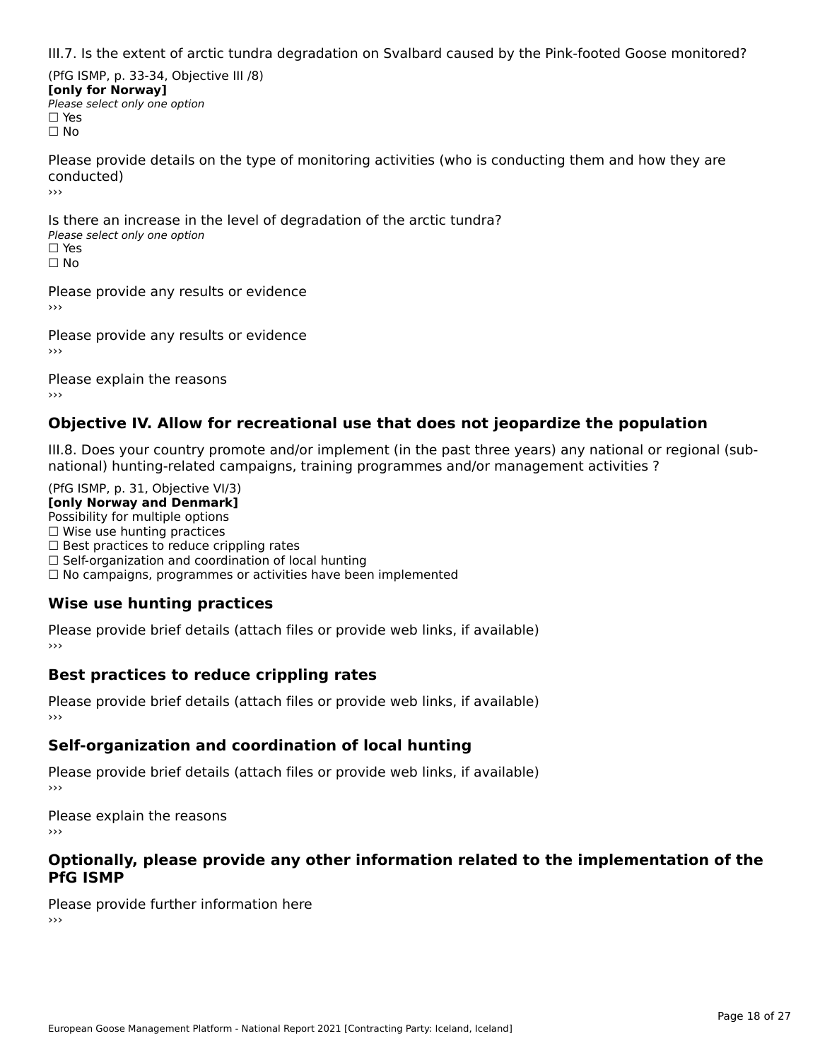III.7. Is the extent of arctic tundra degradation on Svalbard caused by the Pink-footed Goose monitored?

(PfG ISMP, p. 33-34, Objective III /8)
**[only for Norway]**
*Please select only one option*
☐ Yes
☐ No

Please provide details on the type of monitoring activities (who is conducting them and how they are conducted)
›››

Is there an increase in the level of degradation of the arctic tundra?
*Please select only one option*
☐ Yes
☐ No

Please provide any results or evidence
›››

Please provide any results or evidence
›››

Please explain the reasons
›››

## Objective IV. Allow for recreational use that does not jeopardize the population

III.8. Does your country promote and/or implement (in the past three years) any national or regional (sub-national) hunting-related campaigns, training programmes and/or management activities ?

(PfG ISMP, p. 31, Objective VI/3)
**[only Norway and Denmark]**
Possibility for multiple options
☐ Wise use hunting practices
☐ Best practices to reduce crippling rates
☐ Self-organization and coordination of local hunting
☐ No campaigns, programmes or activities have been implemented

### Wise use hunting practices

Please provide brief details (attach files or provide web links, if available)
›››

### Best practices to reduce crippling rates

Please provide brief details (attach files or provide web links, if available)
›››

### Self-organization and coordination of local hunting

Please provide brief details (attach files or provide web links, if available)
›››

Please explain the reasons
›››

### Optionally, please provide any other information related to the implementation of the PfG ISMP

Please provide further information here
›››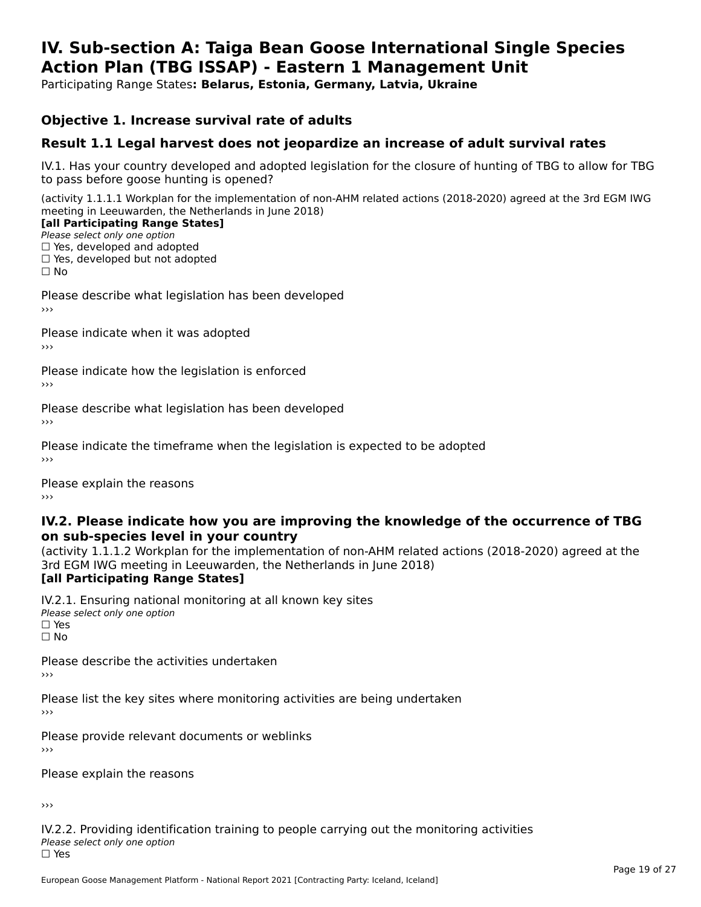# IV. Sub-section A: Taiga Bean Goose International Single Species Action Plan (TBG ISSAP) - Eastern 1 Management Unit

Participating Range States**: Belarus, Estonia, Germany, Latvia, Ukraine**

## Objective 1. Increase survival rate of adults

## Result 1.1 Legal harvest does not jeopardize an increase of adult survival rates

IV.1. Has your country developed and adopted legislation for the closure of hunting of TBG to allow for TBG to pass before goose hunting is opened?

(activity 1.1.1.1 Workplan for the implementation of non-AHM related actions (2018-2020) agreed at the 3rd EGM IWG meeting in Leeuwarden, the Netherlands in June 2018)
**[all Participating Range States]**
*Please select only one option*
☐ Yes, developed and adopted
☐ Yes, developed but not adopted
☐ No

Please describe what legislation has been developed
›››

Please indicate when it was adopted
›››

Please indicate how the legislation is enforced
›››

Please describe what legislation has been developed
›››

Please indicate the timeframe when the legislation is expected to be adopted
›››

Please explain the reasons
›››

### IV.2. Please indicate how you are improving the knowledge of the occurrence of TBG on sub-species level in your country

(activity 1.1.1.2 Workplan for the implementation of non-AHM related actions (2018-2020) agreed at the 3rd EGM IWG meeting in Leeuwarden, the Netherlands in June 2018)
**[all Participating Range States]**

IV.2.1. Ensuring national monitoring at all known key sites
*Please select only one option*
☐ Yes
☐ No

Please describe the activities undertaken
›››

Please list the key sites where monitoring activities are being undertaken
›››

Please provide relevant documents or weblinks
›››

Please explain the reasons

›››

IV.2.2. Providing identification training to people carrying out the monitoring activities
*Please select only one option*
☐ Yes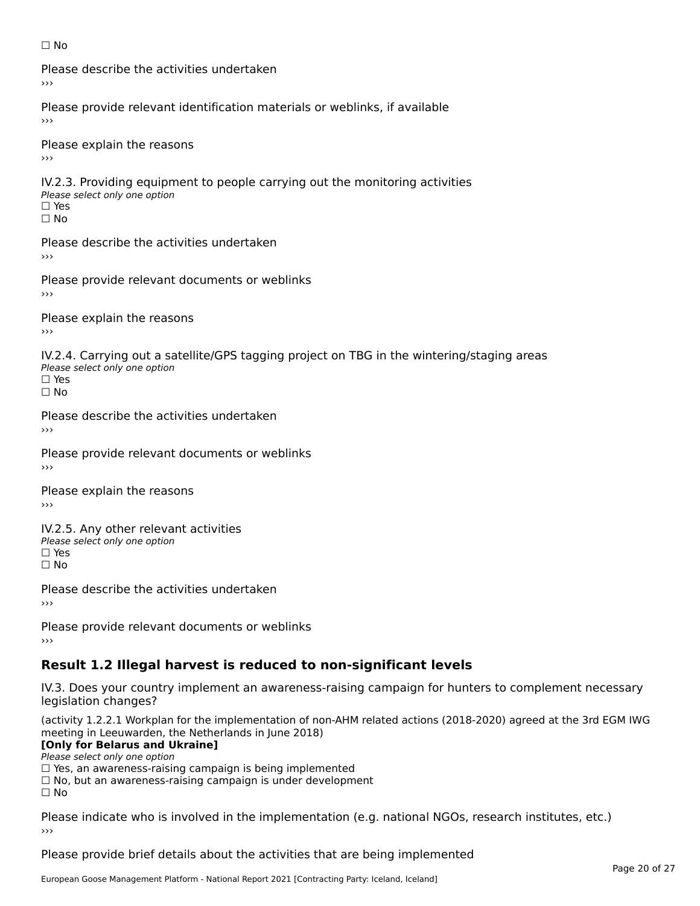☐ No

Please describe the activities undertaken
›››

Please provide relevant identification materials or weblinks, if available
›››

Please explain the reasons
›››

IV.2.3. Providing equipment to people carrying out the monitoring activities
*Please select only one option*
☐ Yes
☐ No

Please describe the activities undertaken
›››

Please provide relevant documents or weblinks
›››

Please explain the reasons
›››

IV.2.4. Carrying out a satellite/GPS tagging project on TBG in the wintering/staging areas
*Please select only one option*
☐ Yes
☐ No

Please describe the activities undertaken
›››

Please provide relevant documents or weblinks
›››

Please explain the reasons
›››

IV.2.5. Any other relevant activities
*Please select only one option*
☐ Yes
☐ No

Please describe the activities undertaken
›››

Please provide relevant documents or weblinks
›››

## Result 1.2 Illegal harvest is reduced to non-significant levels

IV.3. Does your country implement an awareness-raising campaign for hunters to complement necessary legislation changes?

(activity 1.2.2.1 Workplan for the implementation of non-AHM related actions (2018-2020) agreed at the 3rd EGM IWG meeting in Leeuwarden, the Netherlands in June 2018)
**[Only for Belarus and Ukraine]**
*Please select only one option*
☐ Yes, an awareness-raising campaign is being implemented
☐ No, but an awareness-raising campaign is under development
☐ No

Please indicate who is involved in the implementation (e.g. national NGOs, research institutes, etc.)
›››

Please provide brief details about the activities that are being implemented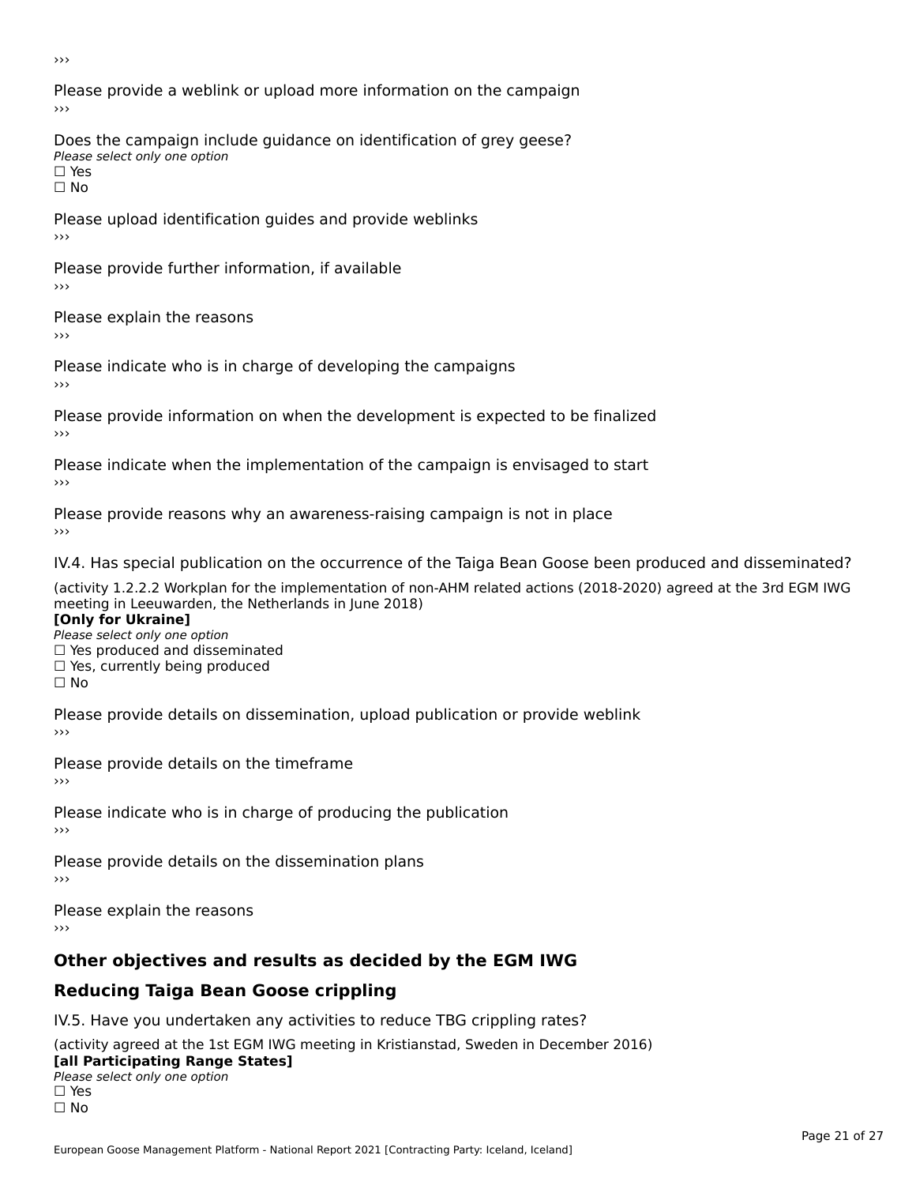›››

Please provide a weblink or upload more information on the campaign

›››

Does the campaign include guidance on identification of grey geese?

*Please select only one option*

☐ Yes

☐ No

Please upload identification guides and provide weblinks

›››

Please provide further information, if available

›››

Please explain the reasons

›››

Please indicate who is in charge of developing the campaigns

›››

Please provide information on when the development is expected to be finalized

›››

Please indicate when the implementation of the campaign is envisaged to start

›››

Please provide reasons why an awareness-raising campaign is not in place

›››

IV.4. Has special publication on the occurrence of the Taiga Bean Goose been produced and disseminated?

(activity 1.2.2.2 Workplan for the implementation of non-AHM related actions (2018-2020) agreed at the 3rd EGM IWG meeting in Leeuwarden, the Netherlands in June 2018)

**[Only for Ukraine]**

*Please select only one option*

☐ Yes produced and disseminated

☐ Yes, currently being produced

☐ No

Please provide details on dissemination, upload publication or provide weblink

›››

Please provide details on the timeframe

›››

Please indicate who is in charge of producing the publication

›››

Please provide details on the dissemination plans

›››

Please explain the reasons

›››

## Other objectives and results as decided by the EGM IWG

## Reducing Taiga Bean Goose crippling

IV.5. Have you undertaken any activities to reduce TBG crippling rates?

(activity agreed at the 1st EGM IWG meeting in Kristianstad, Sweden in December 2016)

**[all Participating Range States]**

*Please select only one option*

☐ Yes

☐ No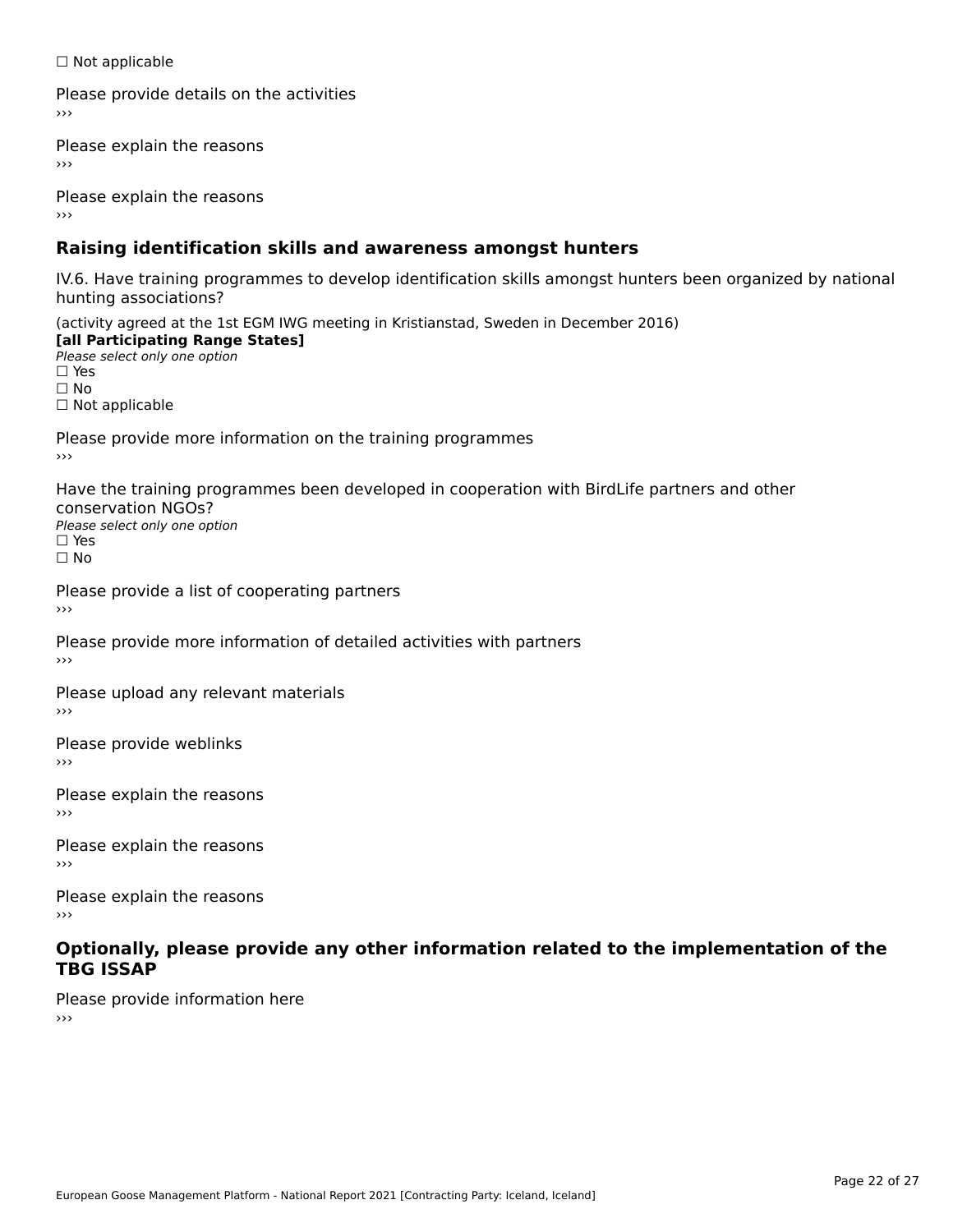☐ Not applicable

Please provide details on the activities
›››

Please explain the reasons
›››

Please explain the reasons
›››

## Raising identification skills and awareness amongst hunters

IV.6. Have training programmes to develop identification skills amongst hunters been organized by national hunting associations?

(activity agreed at the 1st EGM IWG meeting in Kristianstad, Sweden in December 2016)
**[all Participating Range States]**
*Please select only one option*
☐ Yes
☐ No
☐ Not applicable

Please provide more information on the training programmes
›››

Have the training programmes been developed in cooperation with BirdLife partners and other conservation NGOs?
*Please select only one option*
☐ Yes
☐ No

Please provide a list of cooperating partners
›››

Please provide more information of detailed activities with partners
›››

Please upload any relevant materials
›››

Please provide weblinks
›››

Please explain the reasons
›››

Please explain the reasons
›››

Please explain the reasons
›››

## Optionally, please provide any other information related to the implementation of the TBG ISSAP

Please provide information here
›››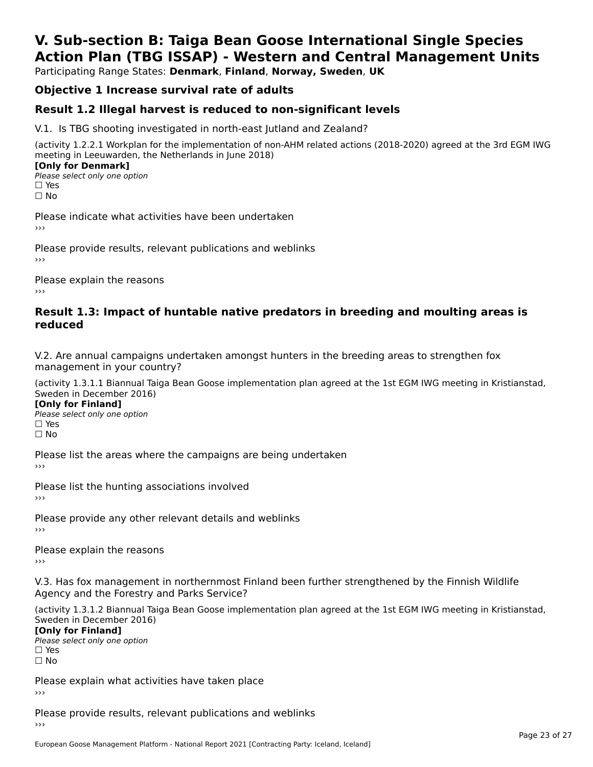# V. Sub-section B: Taiga Bean Goose International Single Species Action Plan (TBG ISSAP) - Western and Central Management Units

Participating Range States: **Denmark**, **Finland**, **Norway, Sweden**, **UK**

## Objective 1 Increase survival rate of adults

## Result 1.2 Illegal harvest is reduced to non-significant levels

V.1. Is TBG shooting investigated in north-east Jutland and Zealand?

(activity 1.2.2.1 Workplan for the implementation of non-AHM related actions (2018-2020) agreed at the 3rd EGM IWG meeting in Leeuwarden, the Netherlands in June 2018)

**[Only for Denmark]**

*Please select only one option*

☐ Yes

☐ No

Please indicate what activities have been undertaken

›››

Please provide results, relevant publications and weblinks

›››

Please explain the reasons

›››

## Result 1.3: Impact of huntable native predators in breeding and moulting areas is reduced

V.2. Are annual campaigns undertaken amongst hunters in the breeding areas to strengthen fox management in your country?

(activity 1.3.1.1 Biannual Taiga Bean Goose implementation plan agreed at the 1st EGM IWG meeting in Kristianstad, Sweden in December 2016)

**[Only for Finland]**

*Please select only one option*

☐ Yes

☐ No

Please list the areas where the campaigns are being undertaken

›››

Please list the hunting associations involved

›››

Please provide any other relevant details and weblinks

›››

Please explain the reasons

›››

V.3. Has fox management in northernmost Finland been further strengthened by the Finnish Wildlife Agency and the Forestry and Parks Service?

(activity 1.3.1.2 Biannual Taiga Bean Goose implementation plan agreed at the 1st EGM IWG meeting in Kristianstad, Sweden in December 2016)

**[Only for Finland]**

*Please select only one option*

☐ Yes

☐ No

Please explain what activities have taken place

›››

Please provide results, relevant publications and weblinks

›››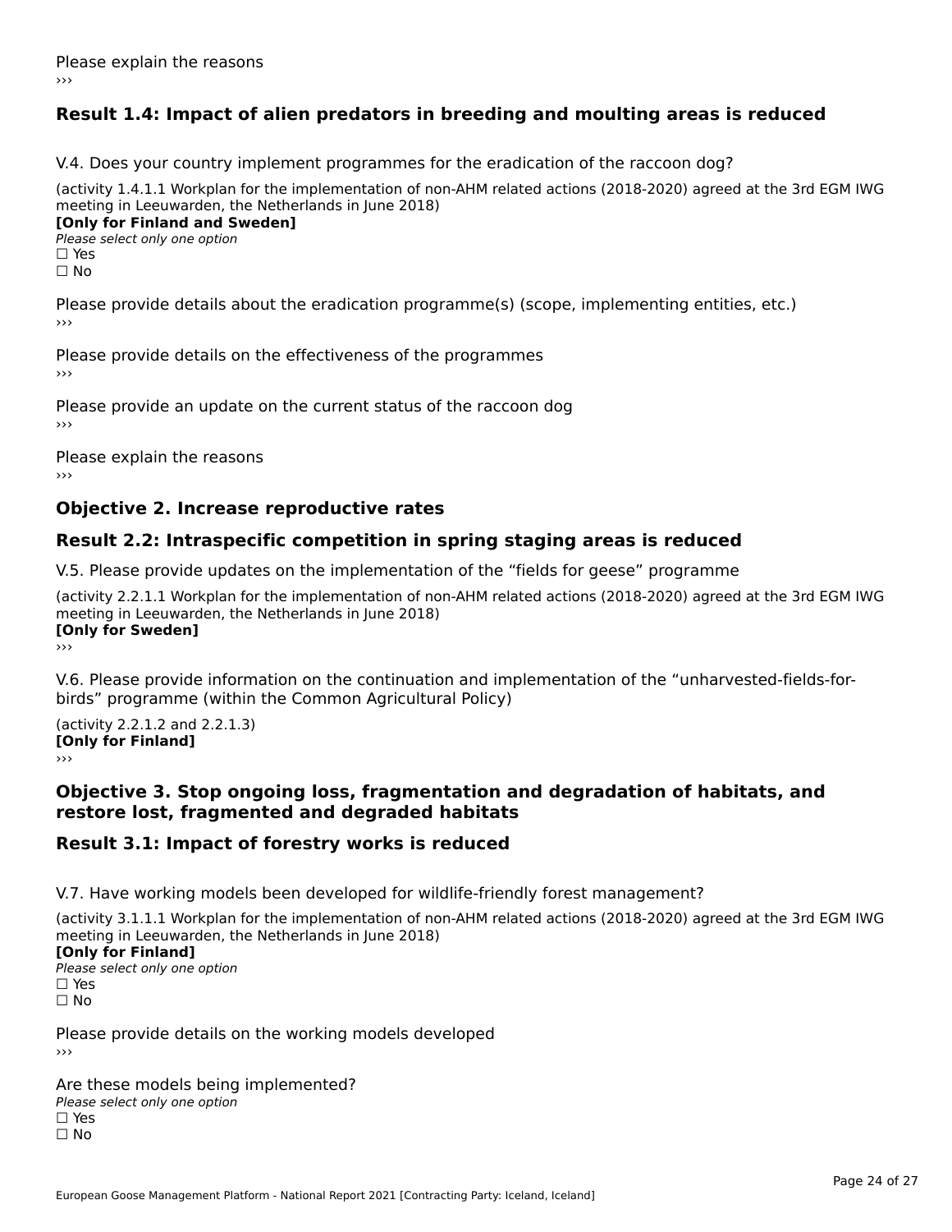Please explain the reasons
›››

## Result 1.4: Impact of alien predators in breeding and moulting areas is reduced

V.4. Does your country implement programmes for the eradication of the raccoon dog?

(activity 1.4.1.1 Workplan for the implementation of non-AHM related actions (2018-2020) agreed at the 3rd EGM IWG meeting in Leeuwarden, the Netherlands in June 2018)
**[Only for Finland and Sweden]**
*Please select only one option*
☐ Yes
☐ No

Please provide details about the eradication programme(s) (scope, implementing entities, etc.)
›››

Please provide details on the effectiveness of the programmes
›››

Please provide an update on the current status of the raccoon dog
›››

Please explain the reasons
›››

## Objective 2. Increase reproductive rates

## Result 2.2: Intraspecific competition in spring staging areas is reduced

V.5. Please provide updates on the implementation of the “fields for geese” programme

(activity 2.2.1.1 Workplan for the implementation of non-AHM related actions (2018-2020) agreed at the 3rd EGM IWG meeting in Leeuwarden, the Netherlands in June 2018)
**[Only for Sweden]**
›››

V.6. Please provide information on the continuation and implementation of the “unharvested-fields-for-birds” programme (within the Common Agricultural Policy)

(activity 2.2.1.2 and 2.2.1.3)
**[Only for Finland]**
›››

## Objective 3. Stop ongoing loss, fragmentation and degradation of habitats, and restore lost, fragmented and degraded habitats

## Result 3.1: Impact of forestry works is reduced

V.7. Have working models been developed for wildlife-friendly forest management?

(activity 3.1.1.1 Workplan for the implementation of non-AHM related actions (2018-2020) agreed at the 3rd EGM IWG meeting in Leeuwarden, the Netherlands in June 2018)
**[Only for Finland]**
*Please select only one option*
☐ Yes
☐ No

Please provide details on the working models developed
›››

Are these models being implemented?
*Please select only one option*
☐ Yes
☐ No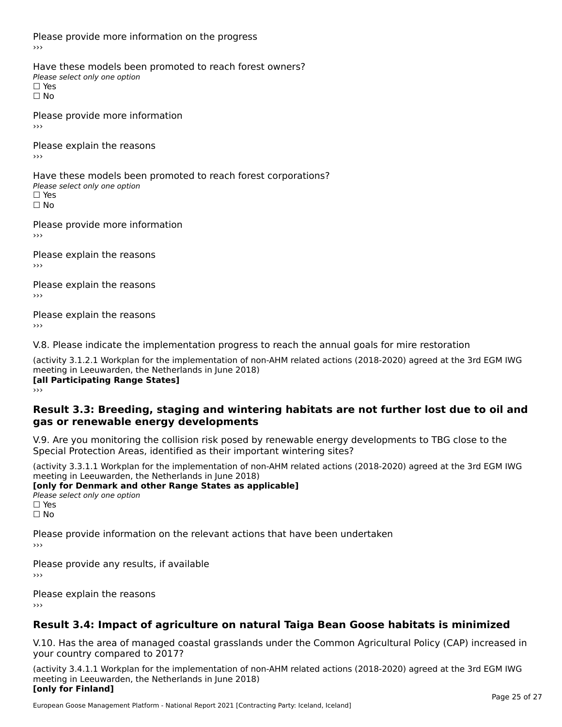Please provide more information on the progress

›››

Have these models been promoted to reach forest owners?

*Please select only one option*

☐ Yes

☐ No

Please provide more information

›››

Please explain the reasons

›››

Have these models been promoted to reach forest corporations?

*Please select only one option*

☐ Yes

☐ No

Please provide more information

›››

Please explain the reasons

›››

Please explain the reasons

›››

Please explain the reasons

›››

V.8. Please indicate the implementation progress to reach the annual goals for mire restoration

(activity 3.1.2.1 Workplan for the implementation of non-AHM related actions (2018-2020) agreed at the 3rd EGM IWG meeting in Leeuwarden, the Netherlands in June 2018)

**[all Participating Range States]**

›››

## Result 3.3: Breeding, staging and wintering habitats are not further lost due to oil and gas or renewable energy developments

V.9. Are you monitoring the collision risk posed by renewable energy developments to TBG close to the Special Protection Areas, identified as their important wintering sites?

(activity 3.3.1.1 Workplan for the implementation of non-AHM related actions (2018-2020) agreed at the 3rd EGM IWG meeting in Leeuwarden, the Netherlands in June 2018)

**[only for Denmark and other Range States as applicable]**

*Please select only one option*

☐ Yes

☐ No

Please provide information on the relevant actions that have been undertaken

›››

Please provide any results, if available

›››

Please explain the reasons

›››

## Result 3.4: Impact of agriculture on natural Taiga Bean Goose habitats is minimized

V.10. Has the area of managed coastal grasslands under the Common Agricultural Policy (CAP) increased in your country compared to 2017?

(activity 3.4.1.1 Workplan for the implementation of non-AHM related actions (2018-2020) agreed at the 3rd EGM IWG meeting in Leeuwarden, the Netherlands in June 2018)

**[only for Finland]**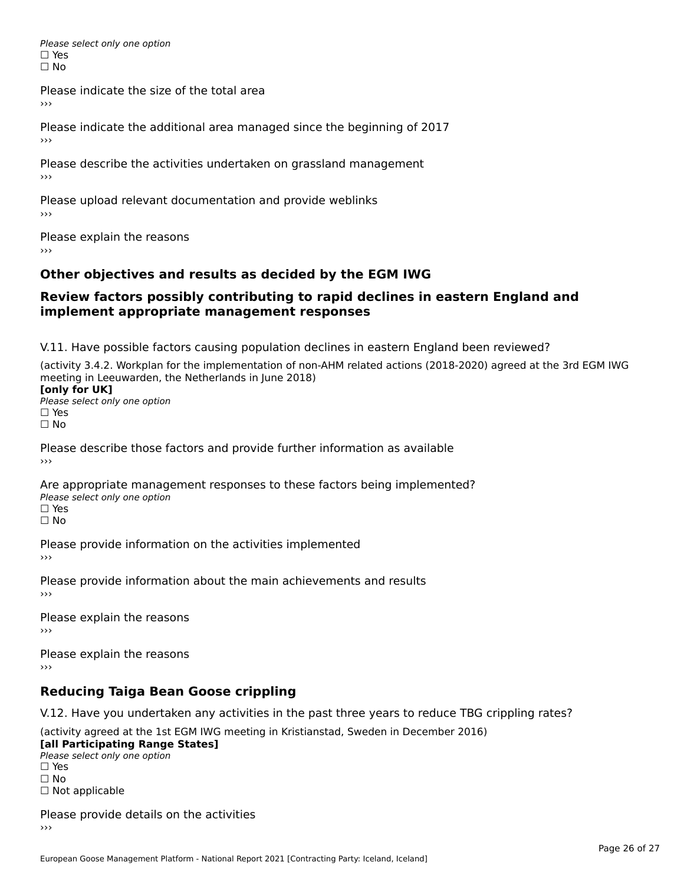*Please select only one option*
☐ Yes
☐ No

Please indicate the size of the total area
›››

Please indicate the additional area managed since the beginning of 2017
›››

Please describe the activities undertaken on grassland management
›››

Please upload relevant documentation and provide weblinks
›››

Please explain the reasons
›››

## Other objectives and results as decided by the EGM IWG

## Review factors possibly contributing to rapid declines in eastern England and implement appropriate management responses

V.11. Have possible factors causing population declines in eastern England been reviewed?

(activity 3.4.2. Workplan for the implementation of non-AHM related actions (2018-2020) agreed at the 3rd EGM IWG meeting in Leeuwarden, the Netherlands in June 2018)
**[only for UK]**
*Please select only one option*
☐ Yes
☐ No

Please describe those factors and provide further information as available
›››

Are appropriate management responses to these factors being implemented?
*Please select only one option*
☐ Yes
☐ No

Please provide information on the activities implemented
›››

Please provide information about the main achievements and results
›››

Please explain the reasons
›››

Please explain the reasons
›››

## Reducing Taiga Bean Goose crippling

V.12. Have you undertaken any activities in the past three years to reduce TBG crippling rates?

(activity agreed at the 1st EGM IWG meeting in Kristianstad, Sweden in December 2016)
**[all Participating Range States]**
*Please select only one option*
☐ Yes
☐ No
☐ Not applicable

Please provide details on the activities
›››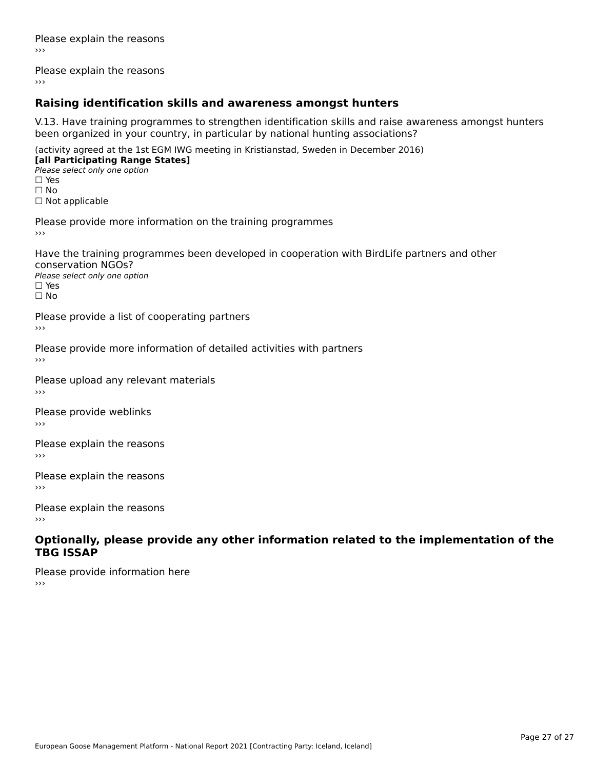Please explain the reasons
›››

Please explain the reasons
›››

### Raising identification skills and awareness amongst hunters

V.13. Have training programmes to strengthen identification skills and raise awareness amongst hunters been organized in your country, in particular by national hunting associations?

(activity agreed at the 1st EGM IWG meeting in Kristianstad, Sweden in December 2016)
**[all Participating Range States]**
*Please select only one option*
☐ Yes
☐ No
☐ Not applicable

Please provide more information on the training programmes
›››

Have the training programmes been developed in cooperation with BirdLife partners and other conservation NGOs?
*Please select only one option*
☐ Yes
☐ No

Please provide a list of cooperating partners
›››

Please provide more information of detailed activities with partners
›››

Please upload any relevant materials
›››

Please provide weblinks
›››

Please explain the reasons
›››

Please explain the reasons
›››

Please explain the reasons
›››

### Optionally, please provide any other information related to the implementation of the TBG ISSAP

Please provide information here
›››